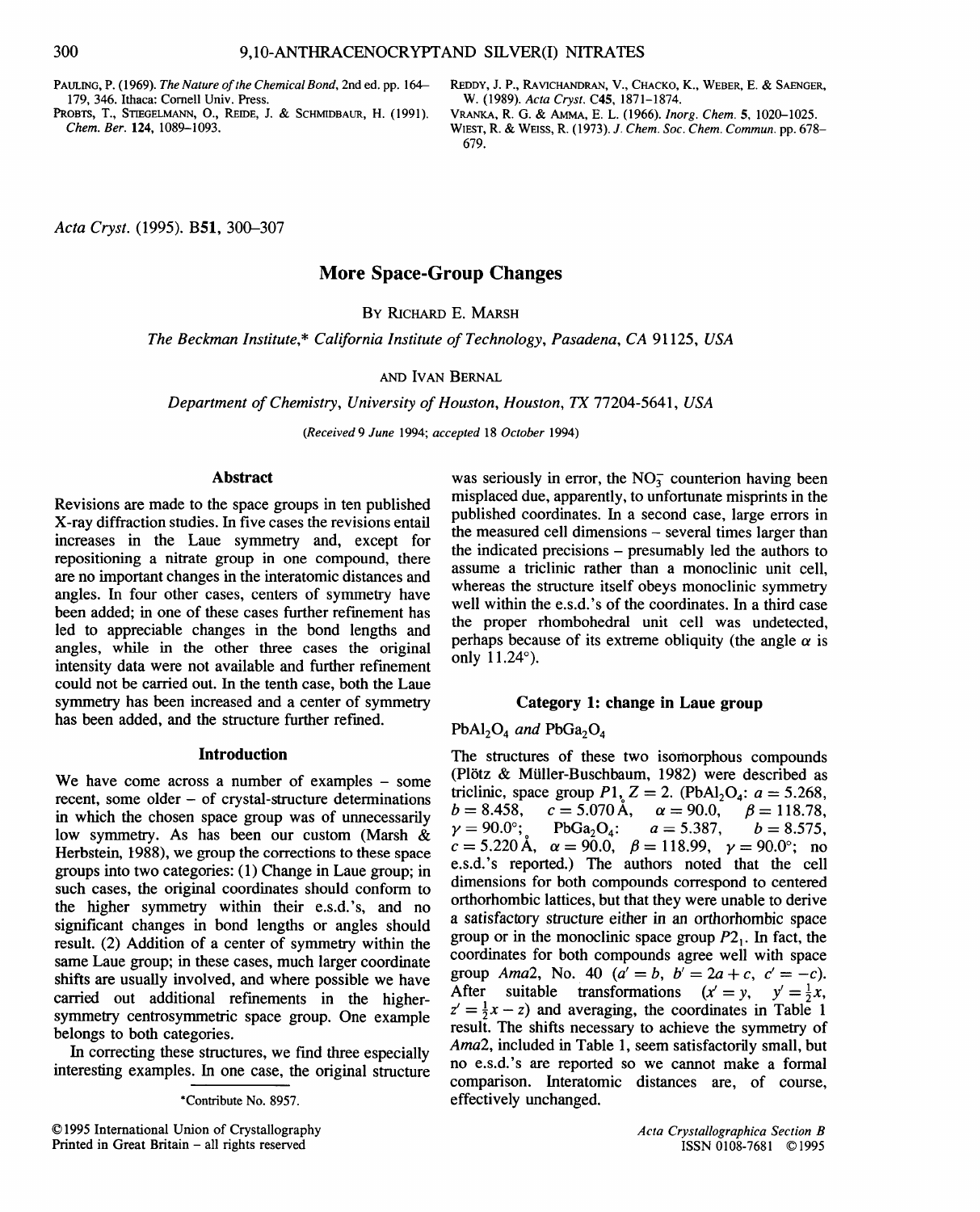PAULING, P. (1969). *The Nature of the Chemical Bond*, 2nd ed. pp. 164–179, 346. Ithaca: Cornell Univ. Press.

PROBTS, T., STIEGELMANN, O., REIDE, J. & SCHMIDBAUR, H. (1991). *Chem. Ber.* **124**, 1089–1093.

REDDY, J. P., RAVICHANDRAN, V., CHACKO, K., WEBER, E. & SAENGER, W. (1989). *Acta Cryst.* C**45**, 1871–1874.

VRANKA, R. G. & AMMA, E. L. (1966). *Inorg. Chem.* **5**, 1020–1025.

WIEST, R. & WEISS, R. (1973). *J. Chem. Soc. Chem. Commun.* pp. 678–679.

*Acta Cryst.* (1995). B**51**, 300–307

# More Space-Group Changes

BY RICHARD E. MARSH

*The Beckman Institute,\* California Institute of Technology, Pasadena, CA 91125, USA*

AND IVAN BERNAL

*Department of Chemistry, University of Houston, Houston, TX 77204-5641, USA*

*(Received 9 June 1994; accepted 18 October 1994)*

## Abstract

Revisions are made to the space groups in ten published X-ray diffraction studies. In five cases the revisions entail increases in the Laue symmetry and, except for repositioning a nitrate group in one compound, there are no important changes in the interatomic distances and angles. In four other cases, centers of symmetry have been added; in one of these cases further refinement has led to appreciable changes in the bond lengths and angles, while in the other three cases the original intensity data were not available and further refinement could not be carried out. In the tenth case, both the Laue symmetry has been increased and a center of symmetry has been added, and the structure further refined.

## Introduction

We have come across a number of examples – some recent, some older – of crystal-structure determinations in which the chosen space group was of unnecessarily low symmetry. As has been our custom (Marsh & Herbstein, 1988), we group the corrections to these space groups into two categories: (1) Change in Laue group; in such cases, the original coordinates should conform to the higher symmetry within their e.s.d.'s, and no significant changes in bond lengths or angles should result. (2) Addition of a center of symmetry within the same Laue group; in these cases, much larger coordinate shifts are usually involved, and where possible we have carried out additional refinements in the higher-symmetry centrosymmetric space group. One example belongs to both categories.

In correcting these structures, we find three especially interesting examples. In one case, the original structure was seriously in error, the $NO_3^-$ counterion having been misplaced due, apparently, to unfortunate misprints in the published coordinates. In a second case, large errors in the measured cell dimensions – several times larger than the indicated precisions – presumably led the authors to assume a triclinic rather than a monoclinic unit cell, whereas the structure itself obeys monoclinic symmetry well within the e.s.d.'s of the coordinates. In a third case the proper rhombohedral unit cell was undetected, perhaps because of its extreme obliquity (the angle $\alpha$ is only 11.24°).

\*Contribute No. 8957.

## Category 1: change in Laue group

### $PbAl_2O_4$ *and* $PbGa_2O_4$

The structures of these two isomorphous compounds (Plötz & Müller-Buschbaum, 1982) were described as triclinic, space group $P1$, $Z = 2$. ($PbAl_2O_4$: $a = 5.268$, $b = 8.458$, $c = 5.070$ Å, $\alpha = 90.0$, $\beta = 118.78$, $\gamma = 90.0°$; $PbGa_2O_4$: $a = 5.387$, $b = 8.575$, $c = 5.220$ Å, $\alpha = 90.0$, $\beta = 118.99$, $\gamma = 90.0°$; no e.s.d.'s reported.) The authors noted that the cell dimensions for both compounds correspond to centered orthorhombic lattices, but that they were unable to derive a satisfactory structure either in an orthorhombic space group or in the monoclinic space group $P2_1$. In fact, the coordinates for both compounds agree well with space group $Ama2$, No. 40 ($a' = b$, $b' = 2a + c$, $c' = -c$). After suitable transformations ($x' = y$, $y' = \frac{1}{2}x$, $z' = \frac{1}{2}x - z$) and averaging, the coordinates in Table 1 result. The shifts necessary to achieve the symmetry of $Ama2$, included in Table 1, seem satisfactorily small, but no e.s.d.'s are reported so we cannot make a formal comparison. Interatomic distances are, of course, effectively unchanged.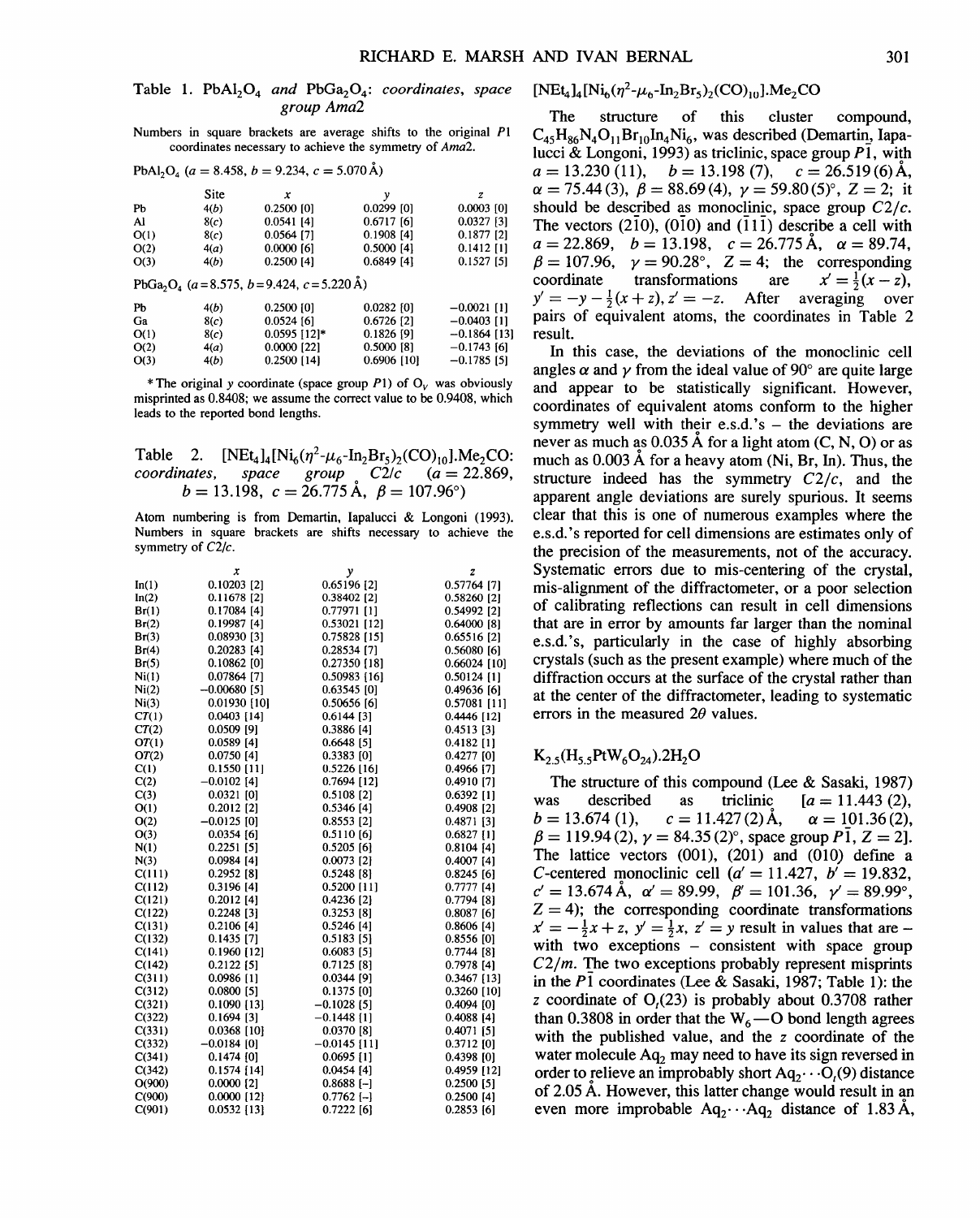Table 1. $PbAl_2O_4$ *and* $PbGa_2O_4$*: coordinates, space group Ama2*

Numbers in square brackets are average shifts to the original $P1$ coordinates necessary to achieve the symmetry of $Ama2$.

$PbAl_2O_4$ ($a = 8.458$, $b = 9.234$, $c = 5.070$ Å)

| | Site | $x$ | $y$ | $z$ |
|---|---|---|---|---|
| Pb | 4(*b*) | 0.2500 [0] | 0.0299 [0] | 0.0003 [0] |
| Al | 8(*c*) | 0.0541 [4] | 0.6717 [6] | 0.0327 [3] |
| O(1) | 8(*c*) | 0.0564 [7] | 0.1908 [4] | 0.1877 [2] |
| O(2) | 4(*a*) | 0.0000 [6] | 0.5000 [4] | 0.1412 [1] |
| O(3) | 4(*b*) | 0.2500 [4] | 0.6849 [4] | 0.1527 [5] |

$PbGa_2O_4$ ($a = 8.575$, $b = 9.424$, $c = 5.220$ Å)

| | Site | $x$ | $y$ | $z$ |
|---|---|---|---|---|
| Pb | 4(*b*) | 0.2500 [0] | 0.0282 [0] | −0.0021 [1] |
| Ga | 8(*c*) | 0.0524 [6] | 0.6726 [2] | −0.0403 [1] |
| O(1) | 8(*c*) | 0.0595 [12]* | 0.1826 [9] | −0.1864 [13] |
| O(2) | 4(*a*) | 0.0000 [22] | 0.5000 [8] | −0.1743 [6] |
| O(3) | 4(*b*) | 0.2500 [14] | 0.6906 [10] | −0.1785 [5] |

\* The original $y$ coordinate (space group $P1$) of $O_V$ was obviously misprinted as 0.8408; we assume the correct value to be 0.9408, which leads to the reported bond lengths.

Table 2. $[NEt_4]_4[Ni_6(\eta^2\text{-}\mu_6\text{-}In_2Br_5)_2(CO)_{10}].Me_2CO$*: coordinates, space group C2/c* ($a = 22.869$, $b = 13.198$, $c = 26.775$ Å, $\beta = 107.96°$)

Atom numbering is from Demartin, Iapalucci & Longoni (1993). Numbers in square brackets are shifts necessary to achieve the symmetry of $C2/c$.

| | $x$ | $y$ | $z$ |
|---|---|---|---|
| In(1) | 0.10203 [2] | 0.65196 [2] | 0.57764 [7] |
| In(2) | 0.11678 [2] | 0.38402 [2] | 0.58260 [2] |
| Br(1) | 0.17084 [4] | 0.77971 [1] | 0.54992 [2] |
| Br(2) | 0.19987 [4] | 0.53021 [12] | 0.64000 [8] |
| Br(3) | 0.08930 [3] | 0.75828 [15] | 0.65516 [2] |
| Br(4) | 0.20283 [4] | 0.28534 [7] | 0.56080 [6] |
| Br(5) | 0.10862 [0] | 0.27350 [18] | 0.66024 [10] |
| Ni(1) | 0.07864 [7] | 0.50983 [16] | 0.50124 [1] |
| Ni(2) | −0.00680 [5] | 0.63545 [0] | 0.49636 [6] |
| Ni(3) | 0.01930 [10] | 0.50656 [6] | 0.57081 [11] |
| CT(1) | 0.0403 [14] | 0.6144 [3] | 0.4446 [12] |
| CT(2) | 0.0509 [9] | 0.3886 [4] | 0.4513 [3] |
| OT(1) | 0.0589 [4] | 0.6648 [5] | 0.4182 [1] |
| OT(2) | 0.0750 [4] | 0.3383 [0] | 0.4277 [0] |
| C(1) | 0.1550 [11] | 0.5226 [16] | 0.4966 [7] |
| C(2) | −0.0102 [4] | 0.7694 [12] | 0.4910 [7] |
| C(3) | 0.0321 [0] | 0.5108 [2] | 0.6392 [1] |
| O(1) | 0.2012 [2] | 0.5346 [4] | 0.4908 [2] |
| O(2) | −0.0125 [0] | 0.8553 [2] | 0.4871 [3] |
| O(3) | 0.0354 [6] | 0.5110 [6] | 0.6827 [1] |
| N(1) | 0.2251 [5] | 0.5205 [6] | 0.8104 [4] |
| N(3) | 0.0984 [4] | 0.0073 [2] | 0.4007 [4] |
| C(111) | 0.2952 [8] | 0.5248 [8] | 0.8245 [6] |
| C(112) | 0.3196 [4] | 0.5200 [11] | 0.7777 [4] |
| C(121) | 0.2012 [4] | 0.4236 [2] | 0.7794 [8] |
| C(122) | 0.2248 [3] | 0.3253 [8] | 0.8087 [6] |
| C(131) | 0.2106 [4] | 0.5246 [4] | 0.8606 [4] |
| C(132) | 0.1435 [7] | 0.5183 [5] | 0.8556 [0] |
| C(141) | 0.1960 [12] | 0.6083 [5] | 0.7744 [8] |
| C(142) | 0.2122 [5] | 0.7125 [8] | 0.7978 [4] |
| C(311) | 0.0986 [1] | 0.0344 [9] | 0.3467 [13] |
| C(312) | 0.0800 [5] | 0.1375 [0] | 0.3260 [10] |
| C(321) | 0.1090 [13] | −0.1028 [5] | 0.4094 [0] |
| C(322) | 0.1694 [3] | −0.1448 [1] | 0.4088 [4] |
| C(331) | 0.0368 [10] | 0.0370 [8] | 0.4071 [5] |
| C(332) | −0.0184 [0] | −0.0145 [11] | 0.3712 [0] |
| C(341) | 0.1474 [0] | 0.0695 [1] | 0.4398 [0] |
| C(342) | 0.1574 [14] | 0.0454 [4] | 0.4959 [12] |
| O(900) | 0.0000 [2] | 0.8688 [–] | 0.2500 [5] |
| C(900) | 0.0000 [12] | 0.7762 [–] | 0.2500 [4] |
| C(901) | 0.0532 [13] | 0.7222 [6] | 0.2853 [6] |

## $[NEt_4]_4[Ni_6(\eta^2\text{-}\mu_6\text{-}In_2Br_5)_2(CO)_{10}].Me_2CO$

The structure of this cluster compound, $C_{45}H_{86}N_4O_{11}Br_{10}In_4Ni_6$, was described (Demartin, Iapalucci & Longoni, 1993) as triclinic, space group $P\bar{1}$, with $a = 13.230\,(11)$, $b = 13.198\,(7)$, $c = 26.519\,(6)$ Å, $\alpha = 75.44\,(3)$, $\beta = 88.69\,(4)$, $\gamma = 59.80\,(5)°$, $Z = 2$; it should be described as monoclinic, space group $C2/c$. The vectors $(2\bar{1}0)$, $(0\bar{1}0)$ and $(\bar{1}1\bar{1})$ describe a cell with $a = 22.869$, $b = 13.198$, $c = 26.775$ Å, $\alpha = 89.74$, $\beta = 107.96$, $\gamma = 90.28°$, $Z = 4$; the corresponding coordinate transformations are $x' = \frac{1}{2}(x - z)$, $y' = -y - \frac{1}{2}(x + z)$, $z' = -z$. After averaging over pairs of equivalent atoms, the coordinates in Table 2 result.

In this case, the deviations of the monoclinic cell angles $\alpha$ and $\gamma$ from the ideal value of 90° are quite large and appear to be statistically significant. However, coordinates of equivalent atoms conform to the higher symmetry well with their e.s.d.'s – the deviations are never as much as 0.035 Å for a light atom (C, N, O) or as much as 0.003 Å for a heavy atom (Ni, Br, In). Thus, the structure indeed has the symmetry $C2/c$, and the apparent angle deviations are surely spurious. It seems clear that this is one of numerous examples where the e.s.d.'s reported for cell dimensions are estimates only of the precision of the measurements, not of the accuracy. Systematic errors due to mis-centering of the crystal, mis-alignment of the diffractometer, or a poor selection of calibrating reflections can result in cell dimensions that are in error by amounts far larger than the nominal e.s.d.'s, particularly in the case of highly absorbing crystals (such as the present example) where much of the diffraction occurs at the surface of the crystal rather than at the center of the diffractometer, leading to systematic errors in the measured $2\theta$ values.

## $K_{2.5}(H_{5.5}PtW_6O_{24}).2H_2O$

The structure of this compound (Lee & Sasaki, 1987) was described as triclinic [$a = 11.443\,(2)$, $b = 13.674\,(1)$, $c = 11.427\,(2)$ Å, $\alpha = 101.36\,(2)$, $\beta = 119.94\,(2)$, $\gamma = 84.35\,(2)°$, space group $P\bar{1}$, $Z = 2$]. The lattice vectors (001), (201) and (010) define a $C$-centered monoclinic cell ($a' = 11.427$, $b' = 19.832$, $c' = 13.674$ Å, $\alpha' = 89.99$, $\beta' = 101.36$, $\gamma' = 89.99°$, $Z = 4$); the corresponding coordinate transformations $x' = -\frac{1}{2}x + z$, $y' = \frac{1}{2}x$, $z' = y$ result in values that are – with two exceptions – consistent with space group $C2/m$. The two exceptions probably represent misprints in the $P\bar{1}$ coordinates (Lee & Sasaki, 1987; Table 1): the $z$ coordinate of $O_t(23)$ is probably about 0.3708 rather than 0.3808 in order that the $W_6$—O bond length agrees with the published value, and the $z$ coordinate of the water molecule $Aq_2$ may need to have its sign reversed in order to relieve an improbably short $Aq_2\cdots O_t(9)$ distance of 2.05 Å. However, this latter change would result in an even more improbable $Aq_2\cdots Aq_2$ distance of 1.83 Å,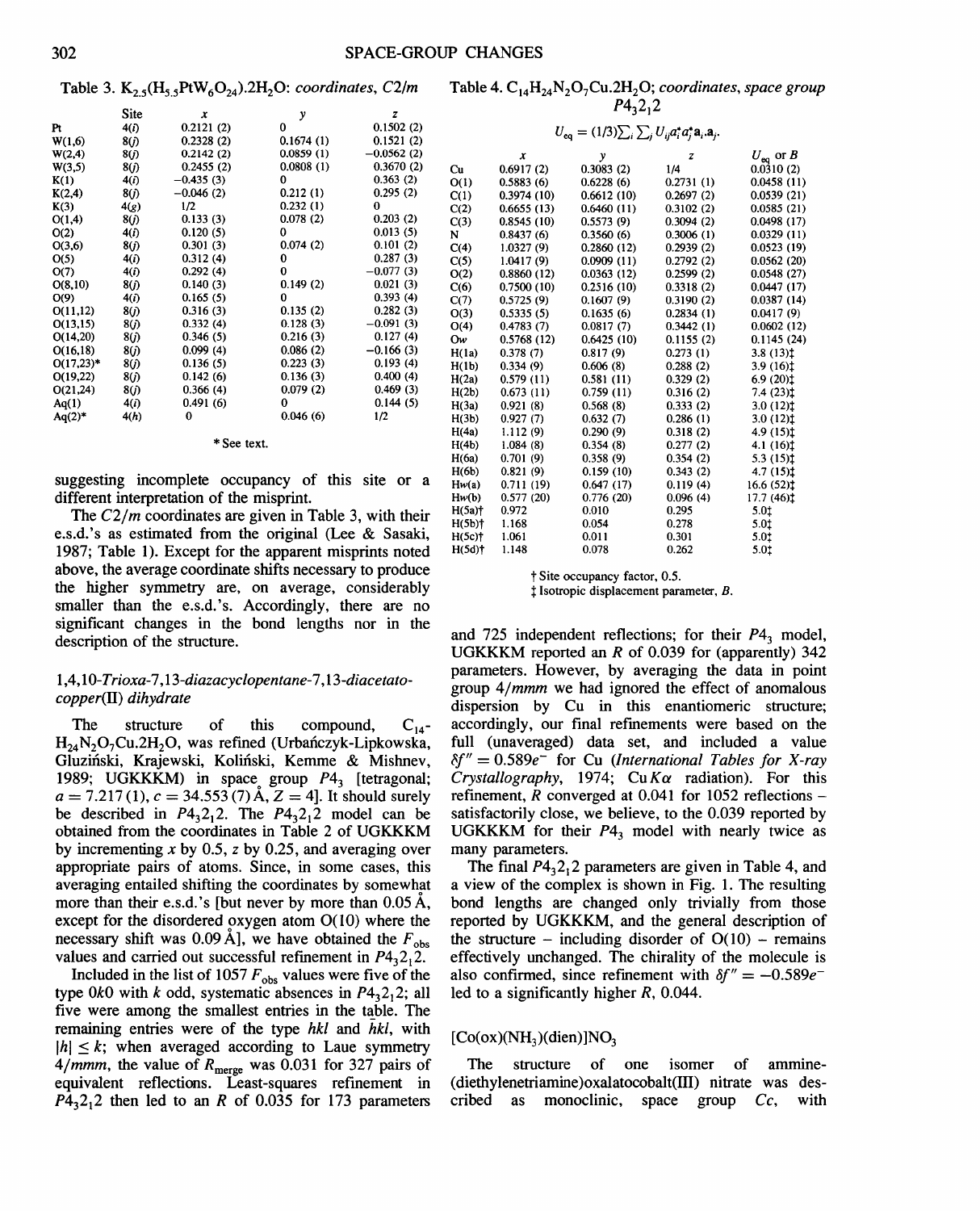Table 3. $K_{2.5}(H_{5.5}PtW_6O_{24}).2H_2O$: *coordinates*, *C2/m*

|  | Site | *x* | *y* | *z* |
|---|---|---|---|---|
| Pt | 4(*i*) | 0.2121 (2) | 0 | 0.1502 (2) |
| W(1,6) | 8(*j*) | 0.2328 (2) | 0.1674 (1) | 0.1521 (2) |
| W(2,4) | 8(*j*) | 0.2142 (2) | 0.0859 (1) | −0.0562 (2) |
| W(3,5) | 8(*j*) | 0.2455 (2) | 0.0808 (1) | 0.3670 (2) |
| K(1) | 4(*i*) | −0.435 (3) | 0 | 0.363 (2) |
| K(2,4) | 8(*j*) | −0.046 (2) | 0.212 (1) | 0.295 (2) |
| K(3) | 4(*g*) | 1/2 | 0.232 (1) | 0 |
| O(1,4) | 8(*j*) | 0.133 (3) | 0.078 (2) | 0.203 (2) |
| O(2) | 4(*i*) | 0.120 (5) | 0 | 0.013 (5) |
| O(3,6) | 8(*j*) | 0.301 (3) | 0.074 (2) | 0.101 (2) |
| O(5) | 4(*i*) | 0.312 (4) | 0 | 0.287 (3) |
| O(7) | 4(*i*) | 0.292 (4) | 0 | −0.077 (3) |
| O(8,10) | 8(*j*) | 0.140 (3) | 0.149 (2) | 0.021 (3) |
| O(9) | 4(*i*) | 0.165 (5) | 0 | 0.393 (4) |
| O(11,12) | 8(*j*) | 0.316 (3) | 0.135 (2) | 0.282 (3) |
| O(13,15) | 8(*j*) | 0.332 (4) | 0.128 (3) | −0.091 (3) |
| O(14,20) | 8(*j*) | 0.346 (5) | 0.216 (3) | 0.127 (4) |
| O(16,18) | 8(*j*) | 0.099 (4) | 0.086 (2) | −0.166 (3) |
| O(17,23)* | 8(*j*) | 0.136 (5) | 0.223 (3) | 0.193 (4) |
| O(19,22) | 8(*j*) | 0.142 (6) | 0.136 (3) | 0.400 (4) |
| O(21,24) | 8(*j*) | 0.366 (4) | 0.079 (2) | 0.469 (3) |
| Aq(1) | 4(*i*) | 0.491 (6) | 0 | 0.144 (5) |
| Aq(2)* | 4(*h*) | 0 | 0.046 (6) | 1/2 |

\* See text.

suggesting incomplete occupancy of this site or a different interpretation of the misprint.

The *C2/m* coordinates are given in Table 3, with their e.s.d.'s as estimated from the original (Lee & Sasaki, 1987; Table 1). Except for the apparent misprints noted above, the average coordinate shifts necessary to produce the higher symmetry are, on average, considerably smaller than the e.s.d.'s. Accordingly, there are no significant changes in the bond lengths nor in the description of the structure.

### *1,4,10-Trioxa-7,13-diazacyclopentane-7,13-diacetato-copper(II) dihydrate*

The structure of this compound, $C_{14}H_{24}N_2O_7Cu.2H_2O$, was refined (Urbańczyk-Lipkowska, Gluziński, Krajewski, Koliński, Kemme & Mishnev, 1989; UGKKKM) in space group $P4_3$ [tetragonal; $a = 7.217\,(1)$, $c = 34.553\,(7)$ Å, $Z = 4$]. It should surely be described in $P4_32_12$. The $P4_32_12$ model can be obtained from the coordinates in Table 2 of UGKKKM by incrementing *x* by 0.5, *z* by 0.25, and averaging over appropriate pairs of atoms. Since, in some cases, this averaging entailed shifting the coordinates by somewhat more than their e.s.d.'s [but never by more than 0.05 Å, except for the disordered oxygen atom O(10) where the necessary shift was 0.09 Å], we have obtained the $F_{obs}$ values and carried out successful refinement in $P4_32_12$.

Included in the list of 1057 $F_{obs}$ values were five of the type $0k0$ with *k* odd, systematic absences in $P4_32_12$; all five were among the smallest entries in the table. The remaining entries were of the type $hkl$ and $\bar{h}kl$, with $|h| \le k$; when averaged according to Laue symmetry $4/mmm$, the value of $R_{merge}$ was 0.031 for 327 pairs of equivalent reflections. Least-squares refinement in $P4_32_12$ then led to an *R* of 0.035 for 173 parameters and 725 independent reflections; for their $P4_3$ model, UGKKKM reported an *R* of 0.039 for (apparently) 342 parameters. However, by averaging the data in point group $4/mmm$ we had ignored the effect of anomalous dispersion by Cu in this enantiomeric structure; accordingly, our final refinements were based on the full (unaveraged) data set, and included a value $\delta f'' = 0.589e^-$ for Cu (*International Tables for X-ray Crystallography*, 1974; Cu $K\alpha$ radiation). For this refinement, *R* converged at 0.041 for 1052 reflections – satisfactorily close, we believe, to the 0.039 reported by UGKKKM for their $P4_3$ model with nearly twice as many parameters.

The final $P4_32_12$ parameters are given in Table 4, and a view of the complex is shown in Fig. 1. The resulting bond lengths are changed only trivially from those reported by UGKKKM, and the general description of the structure – including disorder of O(10) – remains effectively unchanged. The chirality of the molecule is also confirmed, since refinement with $\delta f'' = -0.589e^-$ led to a significantly higher *R*, 0.044.

Table 4. $C_{14}H_{24}N_2O_7Cu.2H_2O$; *coordinates, space group* $P4_32_12$

$$U_{eq} = (1/3)\textstyle\sum_i \sum_j U_{ij} a_i^* a_j^* \mathbf{a}_i.\mathbf{a}_j.$$

|  | *x* | *y* | *z* | $U_{eq}$ or *B* |
|---|---|---|---|---|
| Cu | 0.6917 (2) | 0.3083 (2) | 1/4 | 0.0310 (2) |
| O(1) | 0.5883 (6) | 0.6228 (6) | 0.2731 (1) | 0.0458 (11) |
| C(1) | 0.3974 (10) | 0.6612 (10) | 0.2697 (2) | 0.0539 (21) |
| C(2) | 0.6655 (13) | 0.6460 (11) | 0.3102 (2) | 0.0585 (21) |
| C(3) | 0.8545 (10) | 0.5573 (9) | 0.3094 (2) | 0.0498 (17) |
| N | 0.8437 (6) | 0.3560 (6) | 0.3006 (1) | 0.0329 (11) |
| C(4) | 1.0327 (9) | 0.2860 (12) | 0.2939 (2) | 0.0523 (19) |
| C(5) | 1.0417 (9) | 0.0909 (11) | 0.2792 (2) | 0.0562 (20) |
| O(2) | 0.8860 (12) | 0.0363 (12) | 0.2599 (2) | 0.0548 (27) |
| C(6) | 0.7500 (10) | 0.2516 (10) | 0.3318 (2) | 0.0447 (17) |
| C(7) | 0.5725 (9) | 0.1607 (9) | 0.3190 (2) | 0.0387 (14) |
| O(3) | 0.5335 (5) | 0.1635 (6) | 0.2834 (1) | 0.0417 (9) |
| O(4) | 0.4783 (7) | 0.0817 (7) | 0.3442 (1) | 0.0602 (12) |
| Ow | 0.5768 (12) | 0.6425 (10) | 0.1155 (2) | 0.1145 (24) |
| H(1a) | 0.378 (7) | 0.817 (9) | 0.273 (1) | 3.8 (13)‡ |
| H(1b) | 0.334 (9) | 0.606 (8) | 0.288 (2) | 3.9 (16)‡ |
| H(2a) | 0.579 (11) | 0.581 (11) | 0.329 (2) | 6.9 (20)‡ |
| H(2b) | 0.673 (11) | 0.759 (11) | 0.316 (2) | 7.4 (23)‡ |
| H(3a) | 0.921 (8) | 0.568 (8) | 0.333 (2) | 3.0 (12)‡ |
| H(3b) | 0.927 (7) | 0.632 (7) | 0.286 (1) | 3.0 (12)‡ |
| H(4a) | 1.112 (9) | 0.290 (9) | 0.318 (2) | 4.9 (15)‡ |
| H(4b) | 1.084 (8) | 0.354 (8) | 0.277 (2) | 4.1 (16)‡ |
| H(6a) | 0.701 (9) | 0.358 (9) | 0.354 (2) | 5.3 (15)‡ |
| H(6b) | 0.821 (9) | 0.159 (10) | 0.343 (2) | 4.7 (15)‡ |
| Hw(a) | 0.711 (19) | 0.647 (17) | 0.119 (4) | 16.6 (52)‡ |
| Hw(b) | 0.577 (20) | 0.776 (20) | 0.096 (4) | 17.7 (46)‡ |
| H(5a)† | 0.972 | 0.010 | 0.295 | 5.0‡ |
| H(5b)† | 1.168 | 0.054 | 0.278 | 5.0‡ |
| H(5c)† | 1.061 | 0.011 | 0.301 | 5.0‡ |
| H(5d)† | 1.148 | 0.078 | 0.262 | 5.0‡ |

† Site occupancy factor, 0.5.
‡ Isotropic displacement parameter, *B*.

### $[Co(ox)(NH_3)(dien)]NO_3$

The structure of one isomer of ammine-(diethylenetriamine)oxalatocobalt(III) nitrate was described as monoclinic, space group *Cc*, with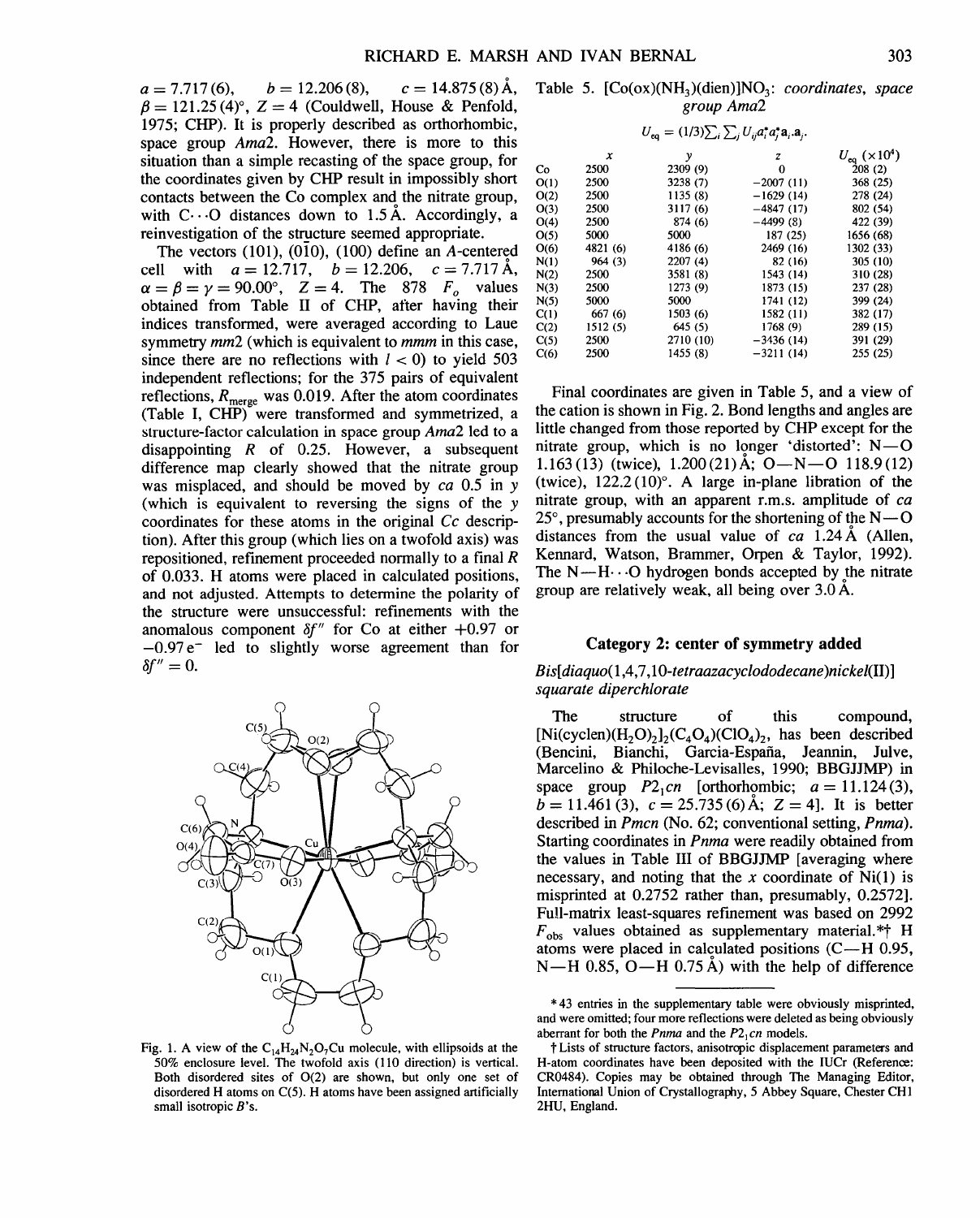$a = 7.717(6)$, $b = 12.206(8)$, $c = 14.875(8)$ Å, $\beta = 121.25(4)°$, $Z = 4$ (Couldwell, House & Penfold, 1975; CHP). It is properly described as orthorhombic, space group *Ama*2. However, there is more to this situation than a simple recasting of the space group, for the coordinates given by CHP result in impossibly short contacts between the Co complex and the nitrate group, with C···O distances down to 1.5 Å. Accordingly, a reinvestigation of the structure seemed appropriate.

The vectors (101), (0$\bar{1}$0), (100) define an *A*-centered cell with $a = 12.717$, $b = 12.206$, $c = 7.717$ Å, $\alpha = \beta = \gamma = 90.00°$, $Z = 4$. The 878 $F_o$ values obtained from Table II of CHP, after having their indices transformed, were averaged according to Laue symmetry *mm*2 (which is equivalent to *mmm* in this case, since there are no reflections with $l < 0$) to yield 503 independent reflections; for the 375 pairs of equivalent reflections, $R_{\rm merge}$ was 0.019. After the atom coordinates (Table I, CHP) were transformed and symmetrized, a structure-factor calculation in space group *Ama*2 led to a disappointing $R$ of 0.25. However, a subsequent difference map clearly showed that the nitrate group was misplaced, and should be moved by *ca* 0.5 in *y* (which is equivalent to reversing the signs of the *y* coordinates for these atoms in the original *Cc* description). After this group (which lies on a twofold axis) was repositioned, refinement proceeded normally to a final $R$ of 0.033. H atoms were placed in calculated positions, and not adjusted. Attempts to determine the polarity of the structure were unsuccessful: refinements with the anomalous component $\delta f''$ for Co at either +0.97 or $-0.97\,e^-$ led to slightly worse agreement than for $\delta f'' = 0$.

Fig. 1. A view of the $C_{14}H_{24}N_2O_7Cu$ molecule, with ellipsoids at the 50% enclosure level. The twofold axis (110 direction) is vertical. Both disordered sites of O(2) are shown, but only one set of disordered H atoms on C(5). H atoms have been assigned artificially small isotropic *B*'s.

Table 5. [Co(ox)($NH_3$)(dien)]$NO_3$: *coordinates, space group Ama*2

$$U_{\rm eq} = (1/3)\textstyle\sum_i\sum_j U_{ij}a_i^*a_j^*\mathbf{a}_i.\mathbf{a}_j.$$

| | *x* | *y* | *z* | $U_{\rm eq}$ (×10[4]) |
|---|---|---|---|---|
| Co | 2500 | 2309 (9) | 0 | 208 (2) |
| O(1) | 2500 | 3238 (7) | −2007 (11) | 368 (25) |
| O(2) | 2500 | 1135 (8) | −1629 (14) | 278 (24) |
| O(3) | 2500 | 3117 (6) | −4847 (17) | 802 (54) |
| O(4) | 2500 | 874 (6) | −4499 (8) | 422 (39) |
| O(5) | 5000 | 5000 | 187 (25) | 1656 (68) |
| O(6) | 4821 (6) | 4186 (6) | 2469 (16) | 1302 (33) |
| N(1) | 964 (3) | 2207 (4) | 82 (16) | 305 (10) |
| N(2) | 2500 | 3581 (8) | 1543 (14) | 310 (28) |
| N(3) | 2500 | 1273 (9) | 1873 (15) | 237 (28) |
| N(5) | 5000 | 5000 | 1741 (12) | 399 (24) |
| C(1) | 667 (6) | 1503 (6) | 1582 (11) | 382 (17) |
| C(2) | 1512 (5) | 645 (5) | 1768 (9) | 289 (15) |
| C(5) | 2500 | 2710 (10) | −3436 (14) | 391 (29) |
| C(6) | 2500 | 1455 (8) | −3211 (14) | 255 (25) |

Final coordinates are given in Table 5, and a view of the cation is shown in Fig. 2. Bond lengths and angles are little changed from those reported by CHP except for the nitrate group, which is no longer 'distorted': N—O 1.163 (13) (twice), 1.200 (21) Å; O—N—O 118.9 (12) (twice), 122.2 (10)°. A large in-plane libration of the nitrate group, with an apparent r.m.s. amplitude of *ca* 25°, presumably accounts for the shortening of the N—O distances from the usual value of *ca* 1.24 Å (Allen, Kennard, Watson, Brammer, Orpen & Taylor, 1992). The N—H···O hydrogen bonds accepted by the nitrate group are relatively weak, all being over 3.0 Å.

## Category 2: center of symmetry added

*Bis[diaquo(1,4,7,10-tetraazacyclododecane)nickel(II)] squarate diperchlorate*

The structure of this compound, [Ni(cyclen)($H_2O)_2]_2(C_4O_4)(ClO_4)_2$, has been described (Bencini, Bianchi, Garcia-España, Jeannin, Julve, Marcelino & Philoche-Levisalles, 1990; BBGJJMP) in space group $P2_1cn$ [orthorhombic; $a = 11.124(3)$, $b = 11.461(3)$, $c = 25.735(6)$ Å; $Z = 4$]. It is better described in *Pmcn* (No. 62; conventional setting, *Pnma*). Starting coordinates in *Pnma* were readily obtained from the values in Table III of BBGJJMP [averaging where necessary, and noting that the *x* coordinate of Ni(1) is misprinted at 0.2752 rather than, presumably, 0.2572]. Full-matrix least-squares refinement was based on 2992 $F_{\rm obs}$ values obtained as supplementary material.*† H atoms were placed in calculated positions (C—H 0.95, N—H 0.85, O—H 0.75 Å) with the help of difference

* 43 entries in the supplementary table were obviously misprinted, and were omitted; four more reflections were deleted as being obviously aberrant for both the *Pnma* and the $P2_1cn$ models.

† Lists of structure factors, anisotropic displacement parameters and H-atom coordinates have been deposited with the IUCr (Reference: CR0484). Copies may be obtained through The Managing Editor, International Union of Crystallography, 5 Abbey Square, Chester CH1 2HU, England.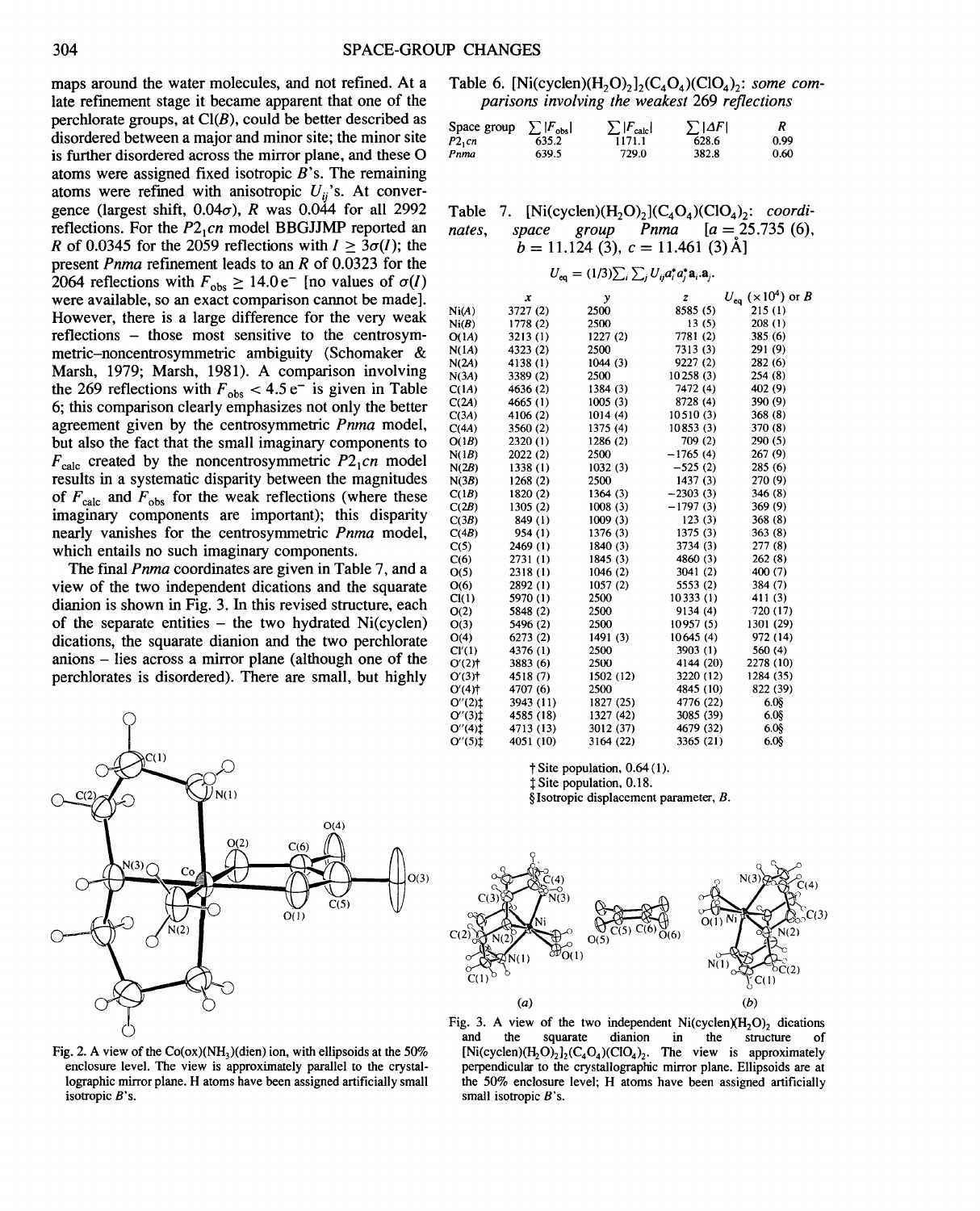maps around the water molecules, and not refined. At a late refinement stage it became apparent that one of the perchlorate groups, at Cl(*B*), could be better described as disordered between a major and minor site; the minor site is further disordered across the mirror plane, and these O atoms were assigned fixed isotropic *B*'s. The remaining atoms were refined with anisotropic $U_{ij}$'s. At convergence (largest shift, $0.04\sigma$), *R* was 0.044 for all 2992 reflections. For the $P2_1cn$ model BBGJJMP reported an *R* of 0.0345 for the 2059 reflections with $I \geq 3\sigma(I)$; the present *Pnma* refinement leads to an *R* of 0.0323 for the 2064 reflections with $F_{obs} \geq 14.0\,e^-$ [no values of $\sigma(I)$ were available, so an exact comparison cannot be made]. However, there is a large difference for the very weak reflections – those most sensitive to the centrosymmetric–noncentrosymmetric ambiguity (Schomaker & Marsh, 1979; Marsh, 1981). A comparison involving the 269 reflections with $F_{obs} < 4.5\,e^-$ is given in Table 6; this comparison clearly emphasizes not only the better agreement given by the centrosymmetric *Pnma* model, but also the fact that the small imaginary components to $F_{calc}$ created by the noncentrosymmetric $P2_1cn$ model results in a systematic disparity between the magnitudes of $F_{calc}$ and $F_{obs}$ for the weak reflections (where these imaginary components are important); this disparity nearly vanishes for the centrosymmetric *Pnma* model, which entails no such imaginary components.

The final *Pnma* coordinates are given in Table 7, and a view of the two independent dications and the squarate dianion is shown in Fig. 3. In this revised structure, each of the separate entities – the two hydrated Ni(cyclen) dications, the squarate dianion and the two perchlorate anions – lies across a mirror plane (although one of the perchlorates is disordered). There are small, but highly

Fig. 2. A view of the Co(ox)($NH_3$)(dien) ion, with ellipsoids at the 50% enclosure level. The view is approximately parallel to the crystallographic mirror plane. H atoms have been assigned artificially small isotropic *B*'s.

Table 6. [Ni(cyclen)($H_2O$)$_2$]$_2$($C_4O_4$)($ClO_4$)$_2$: *some comparisons involving the weakest 269 reflections*

| Space group | $\sum\lvert F_{obs}\rvert$ | $\sum\lvert F_{calc}\rvert$ | $\sum\lvert\Delta F\rvert$ | *R* |
|---|---|---|---|---|
| $P2_1cn$ | 635.2 | 1171.1 | 628.6 | 0.99 |
| *Pnma* | 639.5 | 729.0 | 382.8 | 0.60 |

Table 7. [Ni(cyclen)($H_2O$)$_2$]($C_4O_4$)($ClO_4$)$_2$: *coordinates, space group Pnma* [*a* = 25.735 (6), *b* = 11.124 (3), *c* = 11.461 (3) Å]

$$U_{eq} = (1/3)\sum_i \sum_j U_{ij} a_i^* a_j^* \mathbf{a}_i . \mathbf{a}_j.$$

| | *x* | *y* | *z* | $U_{eq}$ ($\times 10^4$) or *B* |
|---|---|---|---|---|
| Ni(*A*) | 3727 (2) | 2500 | 8585 (5) | 215 (1) |
| Ni(*B*) | 1778 (2) | 2500 | 13 (5) | 208 (1) |
| O(1*A*) | 3213 (1) | 1227 (2) | 7781 (2) | 385 (6) |
| N(1*A*) | 4323 (2) | 2500 | 7313 (3) | 291 (9) |
| N(2*A*) | 4138 (1) | 1044 (3) | 9227 (2) | 282 (6) |
| N(3*A*) | 3389 (2) | 2500 | 10258 (3) | 254 (8) |
| C(1*A*) | 4636 (2) | 1384 (3) | 7472 (4) | 402 (9) |
| C(2*A*) | 4665 (1) | 1005 (3) | 8728 (4) | 390 (9) |
| C(3*A*) | 4106 (2) | 1014 (4) | 10510 (3) | 368 (8) |
| C(4*A*) | 3560 (2) | 1375 (4) | 10853 (3) | 370 (8) |
| O(1*B*) | 2320 (1) | 1286 (2) | 709 (2) | 290 (5) |
| N(1*B*) | 2022 (2) | 2500 | −1765 (4) | 267 (9) |
| N(2*B*) | 1338 (1) | 1032 (3) | −525 (2) | 285 (6) |
| N(3*B*) | 1268 (2) | 2500 | 1437 (3) | 270 (9) |
| C(1*B*) | 1820 (2) | 1364 (3) | −2303 (3) | 346 (8) |
| C(2*B*) | 1305 (2) | 1008 (3) | −1797 (3) | 369 (9) |
| C(3*B*) | 849 (1) | 1009 (3) | 123 (3) | 368 (8) |
| C(4*B*) | 954 (1) | 1376 (3) | 1375 (3) | 363 (8) |
| C(5) | 2469 (1) | 1840 (3) | 3734 (3) | 277 (8) |
| C(6) | 2731 (1) | 1845 (3) | 4860 (3) | 262 (8) |
| O(5) | 2318 (1) | 1046 (2) | 3041 (2) | 400 (7) |
| O(6) | 2892 (1) | 1057 (2) | 5553 (2) | 384 (7) |
| Cl(1) | 5970 (1) | 2500 | 10333 (1) | 411 (3) |
| O(2) | 5848 (2) | 2500 | 9134 (4) | 720 (17) |
| O(3) | 5496 (2) | 2500 | 10957 (5) | 1301 (29) |
| O(4) | 6273 (2) | 1491 (3) | 10645 (4) | 972 (14) |
| Cl'(1) | 4376 (1) | 2500 | 3903 (1) | 560 (4) |
| O'(2)† | 3883 (6) | 2500 | 4144 (20) | 2278 (10) |
| O'(3)† | 4518 (7) | 1502 (12) | 3220 (12) | 1284 (35) |
| O'(4)† | 4707 (6) | 2500 | 4845 (10) | 822 (39) |
| O''(2)‡ | 3943 (11) | 1827 (25) | 4776 (22) | 6.0§ |
| O''(3)‡ | 4585 (18) | 1327 (42) | 3085 (39) | 6.0§ |
| O''(4)‡ | 4713 (13) | 3012 (37) | 4679 (32) | 6.0§ |
| O''(5)‡ | 4051 (10) | 3164 (22) | 3365 (21) | 6.0§ |

† Site population, 0.64 (1).
‡ Site population, 0.18.
§ Isotropic displacement parameter, *B*.

Fig. 3. A view of the two independent Ni(cyclen)($H_2O$)$_2$ dications and the squarate dianion in the structure of [Ni(cyclen)($H_2O$)$_2$]$_2$($C_4O_4$)($ClO_4$)$_2$. The view is approximately perpendicular to the crystallographic mirror plane. Ellipsoids are at the 50% enclosure level; H atoms have been assigned artificially small isotropic *B*'s.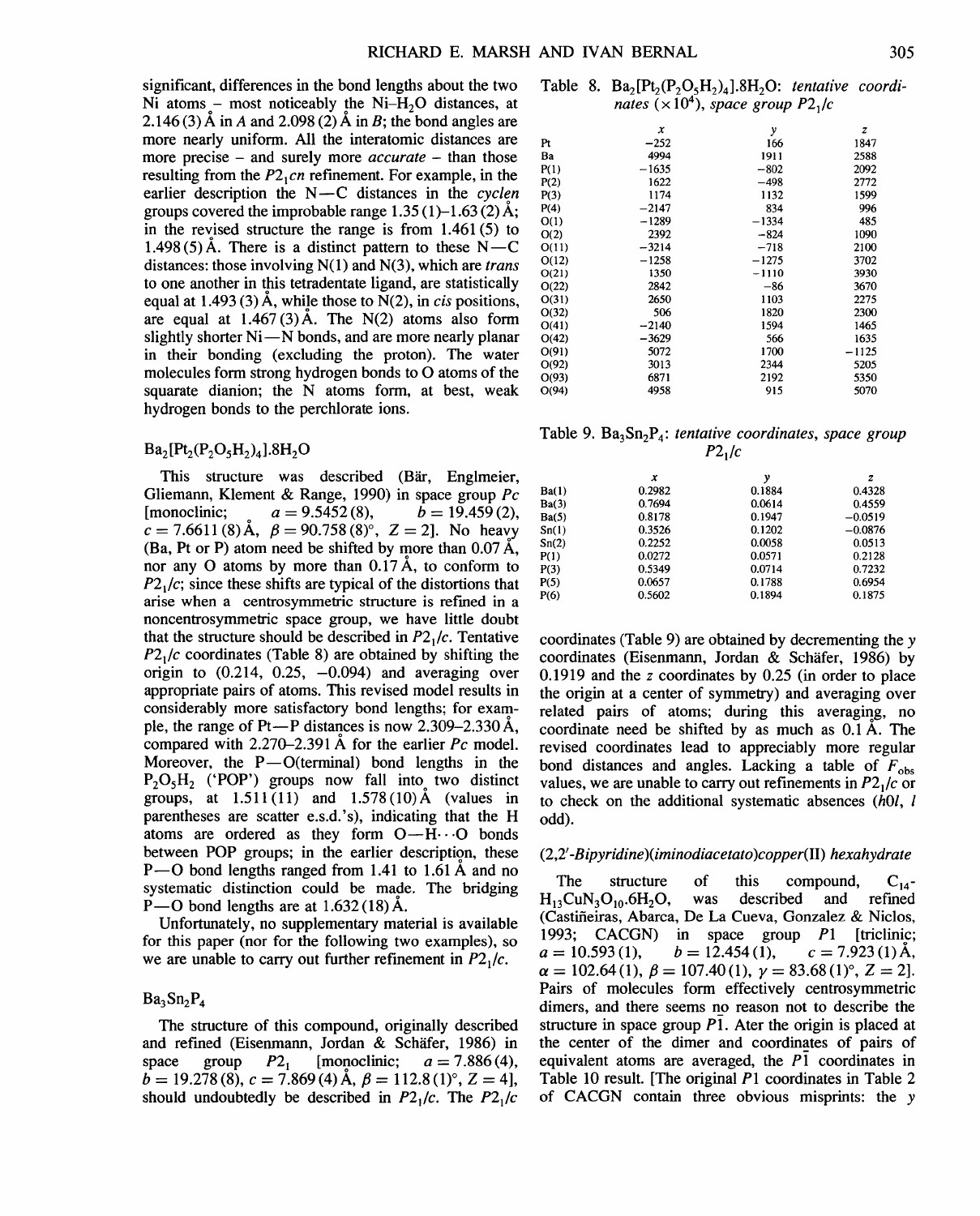significant, differences in the bond lengths about the two Ni atoms – most noticeably the Ni–$H_2O$ distances, at 2.146 (3) Å in *A* and 2.098 (2) Å in *B*; the bond angles are more nearly uniform. All the interatomic distances are more precise – and surely more *accurate* – than those resulting from the $P2_1cn$ refinement. For example, in the earlier description the N—C distances in the *cyclen* groups covered the improbable range 1.35 (1)–1.63 (2) Å; in the revised structure the range is from 1.461 (5) to 1.498 (5) Å. There is a distinct pattern to these N—C distances: those involving N(1) and N(3), which are *trans* to one another in this tetradentate ligand, are statistically equal at 1.493 (3) Å, while those to N(2), in *cis* positions, are equal at 1.467 (3) Å. The N(2) atoms also form slightly shorter Ni—N bonds, and are more nearly planar in their bonding (excluding the proton). The water molecules form strong hydrogen bonds to O atoms of the squarate dianion; the N atoms form, at best, weak hydrogen bonds to the perchlorate ions.

### $Ba_2[Pt_2(P_2O_5H_2)_4].8H_2O$

This structure was described (Bär, Englmeier, Gliemann, Klement & Range, 1990) in space group *Pc* [monoclinic; *a* = 9.5452 (8), *b* = 19.459 (2), *c* = 7.6611 (8) Å, β = 90.758 (8)°, *Z* = 2]. No heavy (Ba, Pt or P) atom need be shifted by more than 0.07 Å, nor any O atoms by more than 0.17 Å, to conform to $P2_1/c$; since these shifts are typical of the distortions that arise when a centrosymmetric structure is refined in a noncentrosymmetric space group, we have little doubt that the structure should be described in $P2_1/c$. Tentative $P2_1/c$ coordinates (Table 8) are obtained by shifting the origin to (0.214, 0.25, −0.094) and averaging over appropriate pairs of atoms. This revised model results in considerably more satisfactory bond lengths; for example, the range of Pt—P distances is now 2.309–2.330 Å, compared with 2.270–2.391 Å for the earlier *Pc* model. Moreover, the P—O(terminal) bond lengths in the $P_2O_5H_2$ ('POP') groups now fall into two distinct groups, at 1.511 (11) and 1.578 (10) Å (values in parentheses are scatter e.s.d.'s), indicating that the H atoms are ordered as they form O—H···O bonds between POP groups; in the earlier description, these P—O bond lengths ranged from 1.41 to 1.61 Å and no systematic distinction could be made. The bridging P—O bond lengths are at 1.632 (18) Å.

Unfortunately, no supplementary material is available for this paper (nor for the following two examples), so we are unable to carry out further refinement in $P2_1/c$.

### $Ba_3Sn_2P_4$

The structure of this compound, originally described and refined (Eisenmann, Jordan & Schäfer, 1986) in space group $P2_1$ [monoclinic; *a* = 7.886 (4), *b* = 19.278 (8), *c* = 7.869 (4) Å, β = 112.8 (1)°, *Z* = 4], should undoubtedly be described in $P2_1/c$. The $P2_1/c$ coordinates (Table 9) are obtained by decrementing the *y* coordinates (Eisenmann, Jordan & Schäfer, 1986) by 0.1919 and the *z* coordinates by 0.25 (in order to place the origin at a center of symmetry) and averaging over related pairs of atoms; during this averaging, no coordinate need be shifted by as much as 0.1 Å. The revised coordinates lead to appreciably more regular bond distances and angles. Lacking a table of $F_{obs}$ values, we are unable to carry out refinements in $P2_1/c$ or to check on the additional systematic absences (*h*0*l*, *l* odd).

Table 8. $Ba_2[Pt_2(P_2O_5H_2)_4].8H_2O$: *tentative coordinates* ($\times 10^4$), *space group* $P2_1/c$

| | *x* | *y* | *z* |
|---|---|---|---|
| Pt | −252 | 166 | 1847 |
| Ba | 4994 | 1911 | 2588 |
| P(1) | −1635 | −802 | 2092 |
| P(2) | 1622 | −498 | 2772 |
| P(3) | 1174 | 1132 | 1599 |
| P(4) | −2147 | 834 | 996 |
| O(1) | −1289 | −1334 | 485 |
| O(2) | 2392 | −824 | 1090 |
| O(11) | −3214 | −718 | 2100 |
| O(12) | −1258 | −1275 | 3702 |
| O(21) | 1350 | −1110 | 3930 |
| O(22) | 2842 | −86 | 3670 |
| O(31) | 2650 | 1103 | 2275 |
| O(32) | 506 | 1820 | 2300 |
| O(41) | −2140 | 1594 | 1465 |
| O(42) | −3629 | 566 | 1635 |
| O(91) | 5072 | 1700 | −1125 |
| O(92) | 3013 | 2344 | 5205 |
| O(93) | 6871 | 2192 | 5350 |
| O(94) | 4958 | 915 | 5070 |

Table 9. $Ba_3Sn_2P_4$: *tentative coordinates, space group* $P2_1/c$

| | *x* | *y* | *z* |
|---|---|---|---|
| Ba(1) | 0.2982 | 0.1884 | 0.4328 |
| Ba(3) | 0.7694 | 0.0614 | 0.4559 |
| Ba(5) | 0.8178 | 0.1947 | −0.0519 |
| Sn(1) | 0.3526 | 0.1202 | −0.0876 |
| Sn(2) | 0.2252 | 0.0058 | 0.0513 |
| P(1) | 0.0272 | 0.0571 | 0.2128 |
| P(3) | 0.5349 | 0.0714 | 0.7232 |
| P(5) | 0.0657 | 0.1788 | 0.6954 |
| P(6) | 0.5602 | 0.1894 | 0.1875 |

### (2,2′-*Bipyridine*)(*iminodiacetato*)*copper*(II) *hexahydrate*

The structure of this compound, $C_{14}H_{13}CuN_3O_{10}.6H_2O$, was described and refined (Castiñeiras, Abarca, De La Cueva, Gonzalez & Niclos, 1993; CACGN) in space group *P*1 [triclinic; *a* = 10.593 (1), *b* = 12.454 (1), *c* = 7.923 (1) Å, α = 102.64 (1), β = 107.40 (1), γ = 83.68 (1)°, *Z* = 2]. Pairs of molecules form effectively centrosymmetric dimers, and there seems no reason not to describe the structure in space group $P\bar{1}$. Ater the origin is placed at the center of the dimer and coordinates of pairs of equivalent atoms are averaged, the $P\bar{1}$ coordinates in Table 10 result. [The original *P*1 coordinates in Table 2 of CACGN contain three obvious misprints: the *y*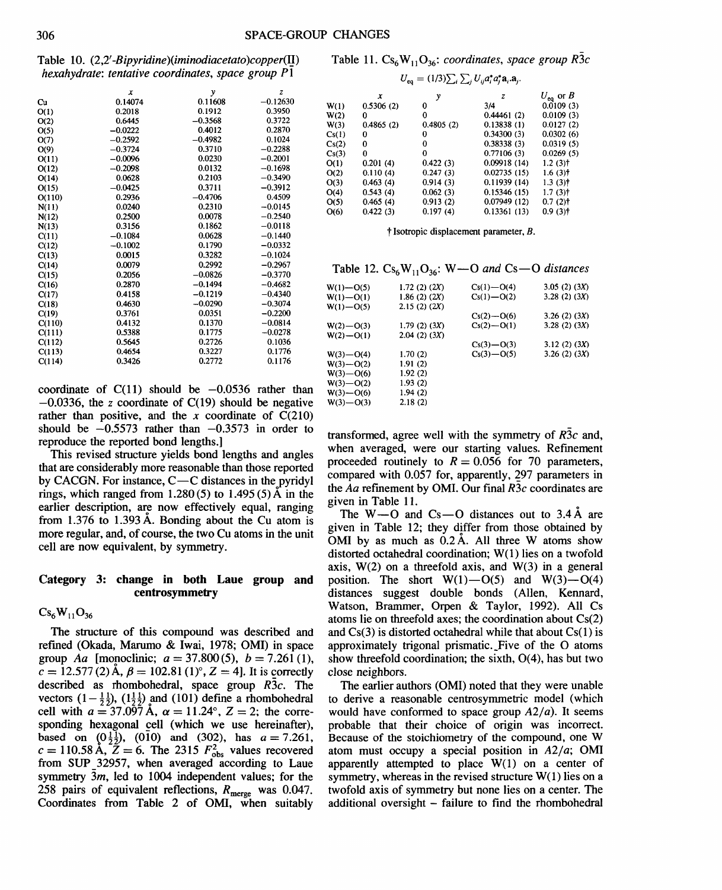Table 10. (2,2′-*Bipyridine*)(*iminodiacetato*)*copper*(II) *hexahydrate*: *tentative coordinates, space group* $P\bar{1}$

| | $x$ | $y$ | $z$ |
|---|---|---|---|
| Cu | 0.14074 | 0.11608 | −0.12630 |
| O(1) | 0.2018 | 0.1912 | 0.3950 |
| O(2) | 0.6445 | −0.3568 | 0.3722 |
| O(5) | −0.0222 | 0.4012 | 0.2870 |
| O(7) | −0.2592 | −0.4982 | 0.1024 |
| O(9) | −0.3724 | 0.3710 | −0.2288 |
| O(11) | −0.0096 | 0.0230 | −0.2001 |
| O(12) | −0.2098 | 0.0132 | −0.1698 |
| O(14) | 0.0628 | 0.2103 | −0.3490 |
| O(15) | −0.0425 | 0.3711 | −0.3912 |
| O(110) | 0.2936 | −0.4706 | 0.4509 |
| N(11) | 0.0240 | 0.2310 | −0.0145 |
| N(12) | 0.2500 | 0.0078 | −0.2540 |
| N(13) | 0.3156 | 0.1862 | −0.0118 |
| C(11) | −0.1084 | 0.0628 | −0.1440 |
| C(12) | −0.1002 | 0.1790 | −0.0332 |
| C(13) | 0.0015 | 0.3282 | −0.1024 |
| C(14) | 0.0079 | 0.2992 | −0.2967 |
| C(15) | 0.2056 | −0.0826 | −0.3770 |
| C(16) | 0.2870 | −0.1494 | −0.4682 |
| C(17) | 0.4158 | −0.1219 | −0.4340 |
| C(18) | 0.4630 | −0.0290 | −0.3074 |
| C(19) | 0.3761 | 0.0351 | −0.2200 |
| C(110) | 0.4132 | 0.1370 | −0.0814 |
| C(111) | 0.5388 | 0.1775 | −0.0278 |
| C(112) | 0.5645 | 0.2726 | 0.1036 |
| C(113) | 0.4654 | 0.3227 | 0.1776 |
| C(114) | 0.3426 | 0.2772 | 0.1176 |

coordinate of C(11) should be −0.0536 rather than −0.0336, the $z$ coordinate of C(19) should be negative rather than positive, and the $x$ coordinate of C(210) should be −0.5573 rather than −0.3573 in order to reproduce the reported bond lengths.]

This revised structure yields bond lengths and angles that are considerably more reasonable than those reported by CACGN. For instance, C—C distances in the pyridyl rings, which ranged from 1.280 (5) to 1.495 (5) Å in the earlier description, are now effectively equal, ranging from 1.376 to 1.393 Å. Bonding about the Cu atom is more regular, and, of course, the two Cu atoms in the unit cell are now equivalent, by symmetry.

## Category 3: change in both Laue group and centrosymmetry

### $Cs_6W_{11}O_{36}$

The structure of this compound was described and refined (Okada, Marumo & Iwai, 1978; OMI) in space group $Aa$ [monoclinic; $a = 37.800(5)$, $b = 7.261(1)$, $c = 12.577(2)$ Å, $\beta = 102.81(1)°$, $Z = 4$]. It is correctly described as rhombohedral, space group $R\bar{3}c$. The vectors $(1\bar{\tfrac{1}{2}}\tfrac{1}{2})$, $(1\tfrac{1}{2}\tfrac{1}{2})$ and $(101)$ define a rhombohedral cell with $a = 37.097$ Å, $\alpha = 11.24°$, $Z = 2$; the corresponding hexagonal cell (which we use hereinafter), based on $(0\tfrac{1}{2}\tfrac{1}{2})$, $(0\bar{1}0)$ and $(302)$, has $a = 7.261$, $c = 110.58$ Å, $Z = 6$. The 2315 $F^2_{obs}$ values recovered from SUP 32957, when averaged according to Laue symmetry $\bar{3}m$, led to 1004 independent values; for the 258 pairs of equivalent reflections, $R_{merge}$ was 0.047. Coordinates from Table 2 of OMI, when suitably transformed, agree well with the symmetry of $R\bar{3}c$ and, when averaged, were our starting values. Refinement proceeded routinely to $R = 0.056$ for 70 parameters, compared with 0.057 for, apparently, 297 parameters in the $Aa$ refinement by OMI. Our final $R\bar{3}c$ coordinates are given in Table 11.

Table 11. $Cs_6W_{11}O_{36}$: *coordinates, space group* $R\bar{3}c$

$$U_{eq} = (1/3)\textstyle\sum_i \sum_j U_{ij} a_i^* a_j^* \mathbf{a}_i . \mathbf{a}_j.$$

| | $x$ | $y$ | $z$ | $U_{eq}$ or $B$ |
|---|---|---|---|---|
| W(1) | 0.5306 (2) | 0 | 3/4 | 0.0109 (3) |
| W(2) | 0 | 0 | 0.44461 (2) | 0.0109 (3) |
| W(3) | 0.4865 (2) | 0.4805 (2) | 0.13838 (1) | 0.0127 (2) |
| Cs(1) | 0 | 0 | 0.34300 (3) | 0.0302 (6) |
| Cs(2) | 0 | 0 | 0.38338 (3) | 0.0319 (5) |
| Cs(3) | 0 | 0 | 0.77106 (3) | 0.0269 (5) |
| O(1) | 0.201 (4) | 0.422 (3) | 0.09918 (14) | 1.2 (3)† |
| O(2) | 0.110 (4) | 0.247 (3) | 0.02735 (15) | 1.6 (3)† |
| O(3) | 0.463 (4) | 0.914 (3) | 0.11939 (14) | 1.3 (3)† |
| O(4) | 0.543 (4) | 0.062 (3) | 0.15346 (15) | 1.7 (3)† |
| O(5) | 0.465 (4) | 0.913 (2) | 0.07949 (12) | 0.7 (2)† |
| O(6) | 0.422 (3) | 0.197 (4) | 0.13361 (13) | 0.9 (3)† |

† Isotropic displacement parameter, $B$.

Table 12. $Cs_6W_{11}O_{36}$: W—O *and* Cs—O *distances*

| | | | |
|---|---|---|---|
| W(1)—O(5) | 1.72 (2) (2X) | Cs(1)—O(4) | 3.05 (2) (3X) |
| W(1)—O(1) | 1.86 (2) (2X) | Cs(1)—O(2) | 3.28 (2) (3X) |
| W(1)—O(5) | 2.15 (2) (2X) | | |
| | | Cs(2)—O(6) | 3.26 (2) (3X) |
| W(2)—O(3) | 1.79 (2) (3X) | Cs(2)—O(1) | 3.28 (2) (3X) |
| W(2)—O(1) | 2.04 (2) (3X) | | |
| | | Cs(3)—O(3) | 3.12 (2) (3X) |
| W(3)—O(4) | 1.70 (2) | Cs(3)—O(5) | 3.26 (2) (3X) |
| W(3)—O(2) | 1.91 (2) | | |
| W(3)—O(6) | 1.92 (2) | | |
| W(3)—O(2) | 1.93 (2) | | |
| W(3)—O(6) | 1.94 (2) | | |
| W(3)—O(3) | 2.18 (2) | | |

The W—O and Cs—O distances out to 3.4 Å are given in Table 12; they differ from those obtained by OMI by as much as 0.2 Å. All three W atoms show distorted octahedral coordination; W(1) lies on a twofold axis, W(2) on a threefold axis, and W(3) in a general position. The short W(1)—O(5) and W(3)—O(4) distances suggest double bonds (Allen, Kennard, Watson, Brammer, Orpen & Taylor, 1992). All Cs atoms lie on threefold axes; the coordination about Cs(2) and Cs(3) is distorted octahedral while that about Cs(1) is approximately trigonal prismatic. Five of the O atoms show threefold coordination; the sixth, O(4), has but two close neighbors.

The earlier authors (OMI) noted that they were unable to derive a reasonable centrosymmetric model (which would have conformed to space group $A2/a$). It seems probable that their choice of origin was incorrect. Because of the stoichiometry of the compound, one W atom must occupy a special position in $A2/a$; OMI apparently attempted to place W(1) on a center of symmetry, whereas in the revised structure W(1) lies on a twofold axis of symmetry but none lies on a center. The additional oversight – failure to find the rhombohedral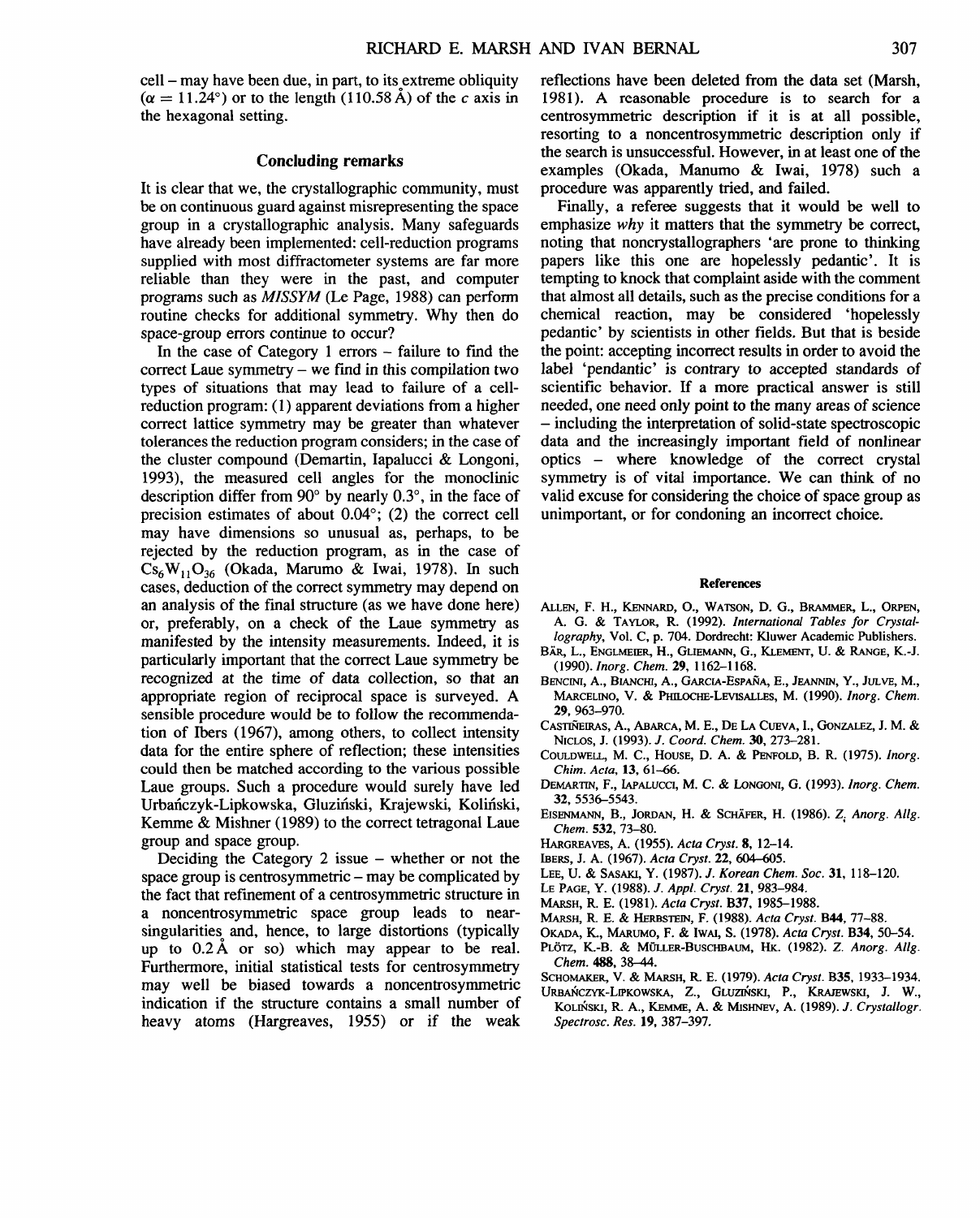cell – may have been due, in part, to its extreme obliquity ($\alpha = 11.24°$) or to the length (110.58 Å) of the $c$ axis in the hexagonal setting.

## Concluding remarks

It is clear that we, the crystallographic community, must be on continuous guard against misrepresenting the space group in a crystallographic analysis. Many safeguards have already been implemented: cell-reduction programs supplied with most diffractometer systems are far more reliable than they were in the past, and computer programs such as *MISSYM* (Le Page, 1988) can perform routine checks for additional symmetry. Why then do space-group errors continue to occur?

In the case of Category 1 errors – failure to find the correct Laue symmetry – we find in this compilation two types of situations that may lead to failure of a cell-reduction program: (1) apparent deviations from a higher correct lattice symmetry may be greater than whatever tolerances the reduction program considers; in the case of the cluster compound (Demartin, Iapalucci & Longoni, 1993), the measured cell angles for the monoclinic description differ from 90° by nearly 0.3°, in the face of precision estimates of about 0.04°; (2) the correct cell may have dimensions so unusual as, perhaps, to be rejected by the reduction program, as in the case of $Cs_6W_{11}O_{36}$ (Okada, Marumo & Iwai, 1978). In such cases, deduction of the correct symmetry may depend on an analysis of the final structure (as we have done here) or, preferably, on a check of the Laue symmetry as manifested by the intensity measurements. Indeed, it is particularly important that the correct Laue symmetry be recognized at the time of data collection, so that an appropriate region of reciprocal space is surveyed. A sensible procedure would be to follow the recommendation of Ibers (1967), among others, to collect intensity data for the entire sphere of reflection; these intensities could then be matched according to the various possible Laue groups. Such a procedure would surely have led Urbańczyk-Lipkowska, Gluziński, Krajewski, Koliński, Kemme & Mishner (1989) to the correct tetragonal Laue group and space group.

Deciding the Category 2 issue – whether or not the space group is centrosymmetric – may be complicated by the fact that refinement of a centrosymmetric structure in a noncentrosymmetric space group leads to near-singularities and, hence, to large distortions (typically up to 0.2 Å or so) which may appear to be real. Furthermore, initial statistical tests for centrosymmetry may well be biased towards a noncentrosymmetric indication if the structure contains a small number of heavy atoms (Hargreaves, 1955) or if the weak reflections have been deleted from the data set (Marsh, 1981). A reasonable procedure is to search for a centrosymmetric description if it is at all possible, resorting to a noncentrosymmetric description only if the search is unsuccessful. However, in at least one of the examples (Okada, Manumo & Iwai, 1978) such a procedure was apparently tried, and failed.

Finally, a referee suggests that it would be well to emphasize *why* it matters that the symmetry be correct, noting that noncrystallographers 'are prone to thinking papers like this one are hopelessly pedantic'. It is tempting to knock that complaint aside with the comment that almost all details, such as the precise conditions for a chemical reaction, may be considered 'hopelessly pedantic' by scientists in other fields. But that is beside the point: accepting incorrect results in order to avoid the label 'pendantic' is contrary to accepted standards of scientific behavior. If a more practical answer is still needed, one need only point to the many areas of science – including the interpretation of solid-state spectroscopic data and the increasingly important field of nonlinear optics – where knowledge of the correct crystal symmetry is of vital importance. We can think of no valid excuse for considering the choice of space group as unimportant, or for condoning an incorrect choice.

### References

Allen, F. H., Kennard, O., Watson, D. G., Brammer, L., Orpen, A. G. & Taylor, R. (1992). *International Tables for Crystallography*, Vol. C, p. 704. Dordrecht: Kluwer Academic Publishers.

Bär, L., Englmeier, H., Gliemann, G., Klement, U. & Range, K.-J. (1990). *Inorg. Chem.* **29**, 1162–1168.

Bencini, A., Bianchi, A., Garcia-España, E., Jeannin, Y., Julve, M., Marcelino, V. & Philoche-Levisalles, M. (1990). *Inorg. Chem.* **29**, 963–970.

Castiñeiras, A., Abarca, M. E., De La Cueva, I., Gonzalez, J. M. & Niclos, J. (1993). *J. Coord. Chem.* **30**, 273–281.

Couldwell, M. C., House, D. A. & Penfold, B. R. (1975). *Inorg. Chim. Acta*, **13**, 61–66.

Demartin, F., Iapalucci, M. C. & Longoni, G. (1993). *Inorg. Chem.* **32**, 5536–5543.

Eisenmann, B., Jordan, H. & Schäfer, H. (1986). *Z. Anorg. Allg. Chem.* **532**, 73–80.

Hargreaves, A. (1955). *Acta Cryst.* **8**, 12–14.

Ibers, J. A. (1967). *Acta Cryst.* **22**, 604–605.

Lee, U. & Sasaki, Y. (1987). *J. Korean Chem. Soc.* **31**, 118–120.

Le Page, Y. (1988). *J. Appl. Cryst.* **21**, 983–984.

Marsh, R. E. (1981). *Acta Cryst.* **B37**, 1985–1988.

Marsh, R. E. & Herbstein, F. (1988). *Acta Cryst.* **B44**, 77–88.

Okada, K., Marumo, F. & Iwai, S. (1978). *Acta Cryst.* **B34**, 50–54.

Plötz, K.-B. & Müller-Buschbaum, Hk. (1982). *Z. Anorg. Allg. Chem.* **488**, 38–44.

Schomaker, V. & Marsh, R. E. (1979). *Acta Cryst.* **B35**, 1933–1934.

Urbańczyk-Lipkowska, Z., Gluziński, P., Krajewski, J. W., Koliński, R. A., Kemme, A. & Mishnev, A. (1989). *J. Crystallogr. Spectrosc. Res.* **19**, 387–397.